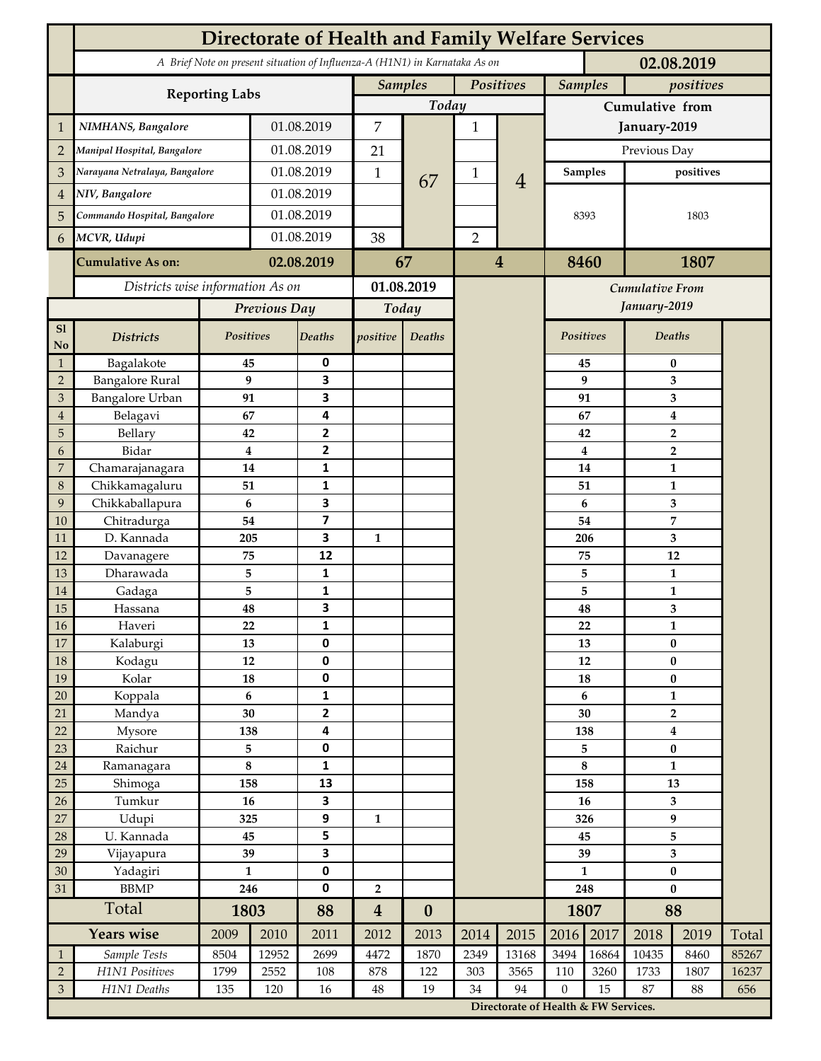# Directorate of Health and Family Welfare Services

*A Brief Note on present situation of Influenza-A (H1N1) in Karnataka As on* **02.08.2019**

| | Reporting Labs | | Samples Today | | Positives Today | | Samples (Cumulative from January-2019, Previous Day) | positives (Cumulative from January-2019, Previous Day) |
|---|---|---|---|---|---|---|---|---|
| 1 | *NIMHANS, Bangalore* | 01.08.2019 | 7 | 67 | 1 | 4 | 8393 | 1803 |
| 2 | *Manipal Hospital, Bangalore* | 01.08.2019 | 21 | | | | | |
| 3 | *Narayana Netralaya, Bangalore* | 01.08.2019 | 1 | | 1 | | | |
| 4 | *NIV, Bangalore* | 01.08.2019 | | | | | | |
| 5 | *Commando Hospital, Bangalore* | 01.08.2019 | | | | | | |
| 6 | *MCVR, Udupi* | 01.08.2019 | 38 | | 2 | | | |
| | **Cumulative As on:** | **02.08.2019** | **67** | | **4** | | **8460** | **1807** |

*Districts wise information As on* **01.08.2019**

| Sl No | Districts | Previous Day Positives | Previous Day Deaths | Today positive | Today Deaths | Cumulative From January-2019 Positives | Cumulative From January-2019 Deaths |
|---|---|---|---|---|---|---|---|
| 1 | Bagalakote | 45 | 0 | | | 45 | 0 |
| 2 | Bangalore Rural | 9 | 3 | | | 9 | 3 |
| 3 | Bangalore Urban | 91 | 3 | | | 91 | 3 |
| 4 | Belagavi | 67 | 4 | | | 67 | 4 |
| 5 | Bellary | 42 | 2 | | | 42 | 2 |
| 6 | Bidar | 4 | 2 | | | 4 | 2 |
| 7 | Chamarajanagara | 14 | 1 | | | 14 | 1 |
| 8 | Chikkamagaluru | 51 | 1 | | | 51 | 1 |
| 9 | Chikkaballapura | 6 | 3 | | | 6 | 3 |
| 10 | Chitradurga | 54 | 7 | | | 54 | 7 |
| 11 | D. Kannada | 205 | 3 | 1 | | 206 | 3 |
| 12 | Davanagere | 75 | 12 | | | 75 | 12 |
| 13 | Dharawada | 5 | 1 | | | 5 | 1 |
| 14 | Gadaga | 5 | 1 | | | 5 | 1 |
| 15 | Hassana | 48 | 3 | | | 48 | 3 |
| 16 | Haveri | 22 | 1 | | | 22 | 1 |
| 17 | Kalaburgi | 13 | 0 | | | 13 | 0 |
| 18 | Kodagu | 12 | 0 | | | 12 | 0 |
| 19 | Kolar | 18 | 0 | | | 18 | 0 |
| 20 | Koppala | 6 | 1 | | | 6 | 1 |
| 21 | Mandya | 30 | 2 | | | 30 | 2 |
| 22 | Mysore | 138 | 4 | | | 138 | 4 |
| 23 | Raichur | 5 | 0 | | | 5 | 0 |
| 24 | Ramanagara | 8 | 1 | | | 8 | 1 |
| 25 | Shimoga | 158 | 13 | | | 158 | 13 |
| 26 | Tumkur | 16 | 3 | | | 16 | 3 |
| 27 | Udupi | 325 | 9 | 1 | | 326 | 9 |
| 28 | U. Kannada | 45 | 5 | | | 45 | 5 |
| 29 | Vijayapura | 39 | 3 | | | 39 | 3 |
| 30 | Yadagiri | 1 | 0 | | | 1 | 0 |
| 31 | BBMP | 246 | 0 | 2 | | 248 | 0 |
| | **Total** | **1803** | **88** | **4** | **0** | **1807** | **88** |

| | Years wise | 2009 | 2010 | 2011 | 2012 | 2013 | 2014 | 2015 | 2016 | 2017 | 2018 | 2019 | Total |
|---|---|---|---|---|---|---|---|---|---|---|---|---|---|
| 1 | *Sample Tests* | 8504 | 12952 | 2699 | 4472 | 1870 | 2349 | 13168 | 3494 | 16864 | 10435 | 8460 | 85267 |
| 2 | *H1N1 Positives* | 1799 | 2552 | 108 | 878 | 122 | 303 | 3565 | 110 | 3260 | 1733 | 1807 | 16237 |
| 3 | *H1N1 Deaths* | 135 | 120 | 16 | 48 | 19 | 34 | 94 | 0 | 15 | 87 | 88 | 656 |

**Directorate of Health & FW Services.**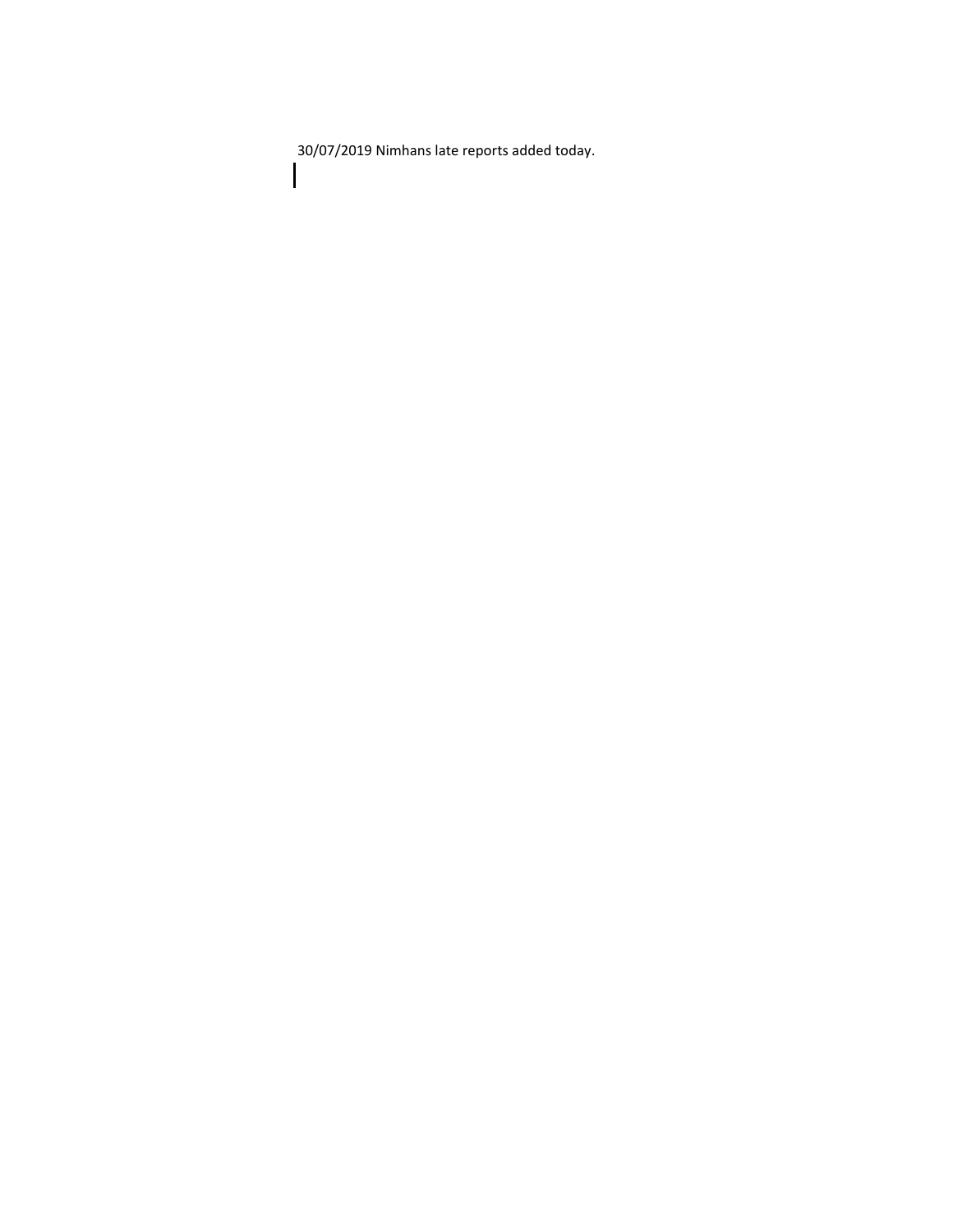30/07/2019 Nimhans late reports added today.